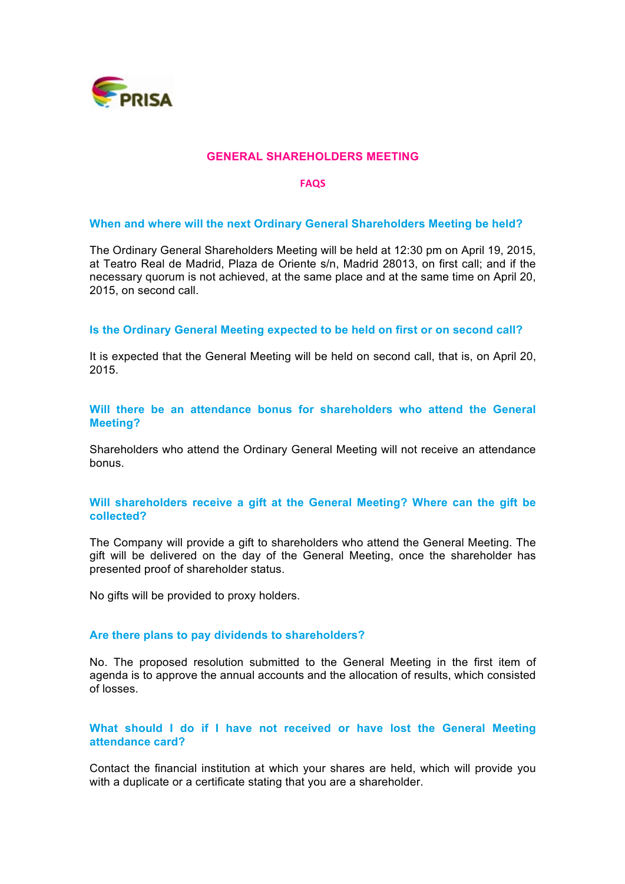PRISA

# GENERAL SHAREHOLDERS MEETING

## FAQS

### When and where will the next Ordinary General Shareholders Meeting be held?

The Ordinary General Shareholders Meeting will be held at 12:30 pm on April 19, 2015, at Teatro Real de Madrid, Plaza de Oriente s/n, Madrid 28013, on first call; and if the necessary quorum is not achieved, at the same place and at the same time on April 20, 2015, on second call.

### Is the Ordinary General Meeting expected to be held on first or on second call?

It is expected that the General Meeting will be held on second call, that is, on April 20, 2015.

### Will there be an attendance bonus for shareholders who attend the General Meeting?

Shareholders who attend the Ordinary General Meeting will not receive an attendance bonus.

### Will shareholders receive a gift at the General Meeting? Where can the gift be collected?

The Company will provide a gift to shareholders who attend the General Meeting. The gift will be delivered on the day of the General Meeting, once the shareholder has presented proof of shareholder status.

No gifts will be provided to proxy holders.

### Are there plans to pay dividends to shareholders?

No. The proposed resolution submitted to the General Meeting in the first item of agenda is to approve the annual accounts and the allocation of results, which consisted of losses.

### What should I do if I have not received or have lost the General Meeting attendance card?

Contact the financial institution at which your shares are held, which will provide you with a duplicate or a certificate stating that you are a shareholder.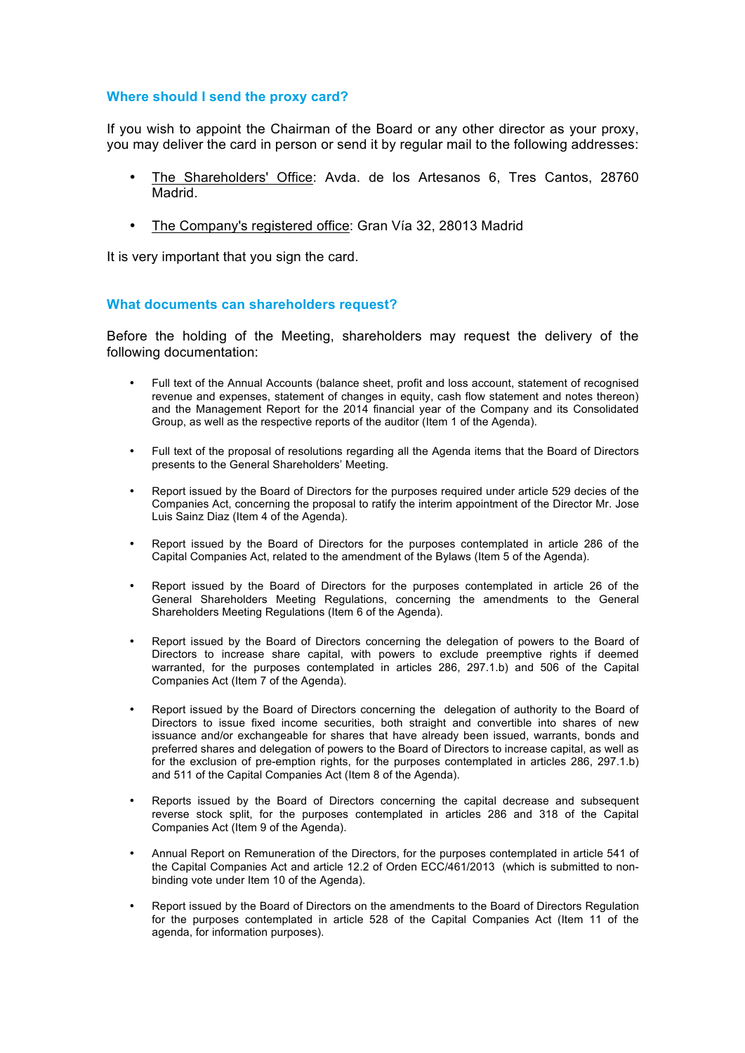### Where should I send the proxy card?

If you wish to appoint the Chairman of the Board or any other director as your proxy, you may deliver the card in person or send it by regular mail to the following addresses:

- The Shareholders' Office: Avda. de los Artesanos 6, Tres Cantos, 28760 Madrid.
- The Company's registered office: Gran Vía 32, 28013 Madrid

It is very important that you sign the card.

### What documents can shareholders request?

Before the holding of the Meeting, shareholders may request the delivery of the following documentation:

- Full text of the Annual Accounts (balance sheet, profit and loss account, statement of recognised revenue and expenses, statement of changes in equity, cash flow statement and notes thereon) and the Management Report for the 2014 financial year of the Company and its Consolidated Group, as well as the respective reports of the auditor (Item 1 of the Agenda).
- Full text of the proposal of resolutions regarding all the Agenda items that the Board of Directors presents to the General Shareholders' Meeting.
- Report issued by the Board of Directors for the purposes required under article 529 decies of the Companies Act, concerning the proposal to ratify the interim appointment of the Director Mr. Jose Luis Sainz Diaz (Item 4 of the Agenda).
- Report issued by the Board of Directors for the purposes contemplated in article 286 of the Capital Companies Act, related to the amendment of the Bylaws (Item 5 of the Agenda).
- Report issued by the Board of Directors for the purposes contemplated in article 26 of the General Shareholders Meeting Regulations, concerning the amendments to the General Shareholders Meeting Regulations (Item 6 of the Agenda).
- Report issued by the Board of Directors concerning the delegation of powers to the Board of Directors to increase share capital, with powers to exclude preemptive rights if deemed warranted, for the purposes contemplated in articles 286, 297.1.b) and 506 of the Capital Companies Act (Item 7 of the Agenda).
- Report issued by the Board of Directors concerning the delegation of authority to the Board of Directors to issue fixed income securities, both straight and convertible into shares of new issuance and/or exchangeable for shares that have already been issued, warrants, bonds and preferred shares and delegation of powers to the Board of Directors to increase capital, as well as for the exclusion of pre-emption rights, for the purposes contemplated in articles 286, 297.1.b) and 511 of the Capital Companies Act (Item 8 of the Agenda).
- Reports issued by the Board of Directors concerning the capital decrease and subsequent reverse stock split, for the purposes contemplated in articles 286 and 318 of the Capital Companies Act (Item 9 of the Agenda).
- Annual Report on Remuneration of the Directors, for the purposes contemplated in article 541 of the Capital Companies Act and article 12.2 of Orden ECC/461/2013 (which is submitted to non-binding vote under Item 10 of the Agenda).
- Report issued by the Board of Directors on the amendments to the Board of Directors Regulation for the purposes contemplated in article 528 of the Capital Companies Act (Item 11 of the agenda, for information purposes).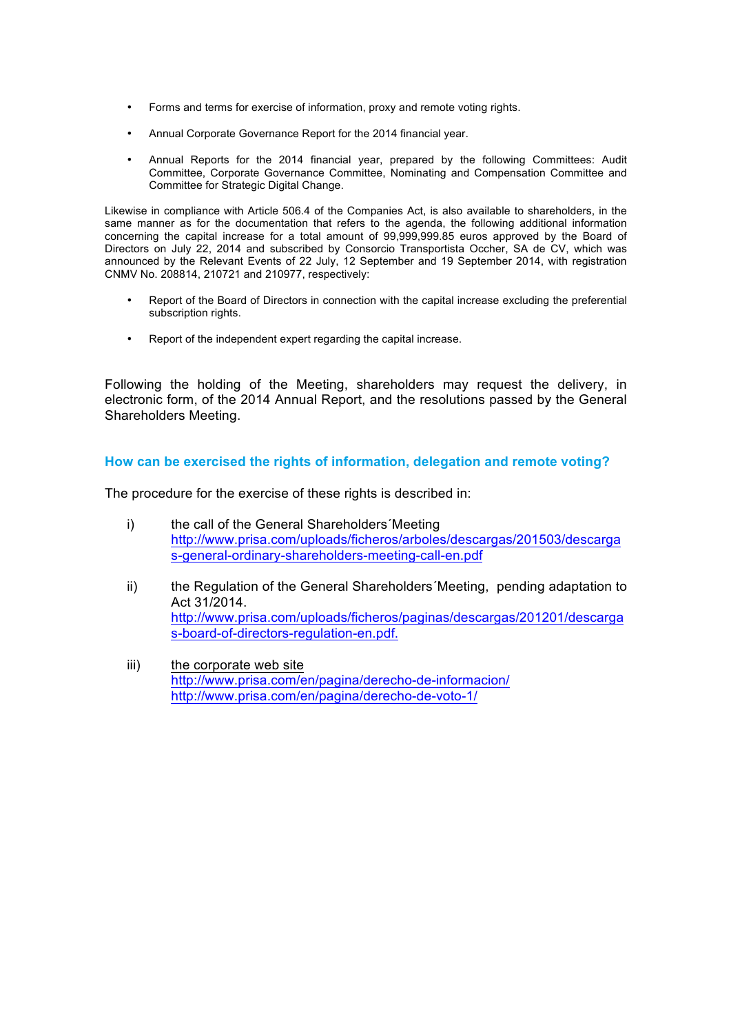- Forms and terms for exercise of information, proxy and remote voting rights.
- Annual Corporate Governance Report for the 2014 financial year.
- Annual Reports for the 2014 financial year, prepared by the following Committees: Audit Committee, Corporate Governance Committee, Nominating and Compensation Committee and Committee for Strategic Digital Change.

Likewise in compliance with Article 506.4 of the Companies Act, is also available to shareholders, in the same manner as for the documentation that refers to the agenda, the following additional information concerning the capital increase for a total amount of 99,999,999.85 euros approved by the Board of Directors on July 22, 2014 and subscribed by Consorcio Transportista Occher, SA de CV, which was announced by the Relevant Events of 22 July, 12 September and 19 September 2014, with registration CNMV No. 208814, 210721 and 210977, respectively:

- Report of the Board of Directors in connection with the capital increase excluding the preferential subscription rights.
- Report of the independent expert regarding the capital increase.

Following the holding of the Meeting, shareholders may request the delivery, in electronic form, of the 2014 Annual Report, and the resolutions passed by the General Shareholders Meeting.

## How can be exercised the rights of information, delegation and remote voting?

The procedure for the exercise of these rights is described in:

i) the call of the General Shareholders´Meeting
http://www.prisa.com/uploads/ficheros/arboles/descargas/201503/descargas-general-ordinary-shareholders-meeting-call-en.pdf

ii) the Regulation of the General Shareholders´Meeting, pending adaptation to Act 31/2014.
http://www.prisa.com/uploads/ficheros/paginas/descargas/201201/descargas-board-of-directors-regulation-en.pdf.

iii) the corporate web site
http://www.prisa.com/en/pagina/derecho-de-informacion/
http://www.prisa.com/en/pagina/derecho-de-voto-1/